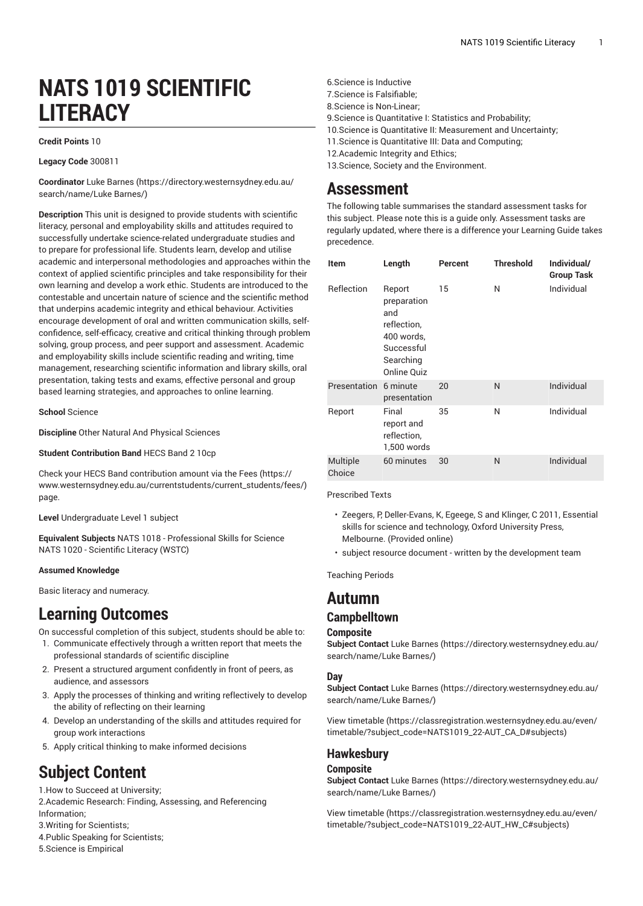# NATS 1019 SCIENTIFIC LITERACY

**Credit Points** 10

**Legacy Code** 300811

**Coordinator** Luke Barnes (https://directory.westernsydney.edu.au/search/name/Luke Barnes/)

**Description** This unit is designed to provide students with scientific literacy, personal and employability skills and attitudes required to successfully undertake science-related undergraduate studies and to prepare for professional life. Students learn, develop and utilise academic and interpersonal methodologies and approaches within the context of applied scientific principles and take responsibility for their own learning and develop a work ethic. Students are introduced to the contestable and uncertain nature of science and the scientific method that underpins academic integrity and ethical behaviour. Activities encourage development of oral and written communication skills, self-confidence, self-efficacy, creative and critical thinking through problem solving, group process, and peer support and assessment. Academic and employability skills include scientific reading and writing, time management, researching scientific information and library skills, oral presentation, taking tests and exams, effective personal and group based learning strategies, and approaches to online learning.

**School** Science

**Discipline** Other Natural And Physical Sciences

**Student Contribution Band** HECS Band 2 10cp

Check your HECS Band contribution amount via the Fees (https://www.westernsydney.edu.au/currentstudents/current_students/fees/) page.

**Level** Undergraduate Level 1 subject

**Equivalent Subjects** NATS 1018 - Professional Skills for Science NATS 1020 - Scientific Literacy (WSTC)

**Assumed Knowledge**

Basic literacy and numeracy.

## Learning Outcomes

On successful completion of this subject, students should be able to:

1. Communicate effectively through a written report that meets the professional standards of scientific discipline
2. Present a structured argument confidently in front of peers, as audience, and assessors
3. Apply the processes of thinking and writing reflectively to develop the ability of reflecting on their learning
4. Develop an understanding of the skills and attitudes required for group work interactions
5. Apply critical thinking to make informed decisions

## Subject Content

1.How to Succeed at University;
2.Academic Research: Finding, Assessing, and Referencing Information;
3.Writing for Scientists;
4.Public Speaking for Scientists;
5.Science is Empirical
6.Science is Inductive
7.Science is Falsifiable;
8.Science is Non-Linear;
9.Science is Quantitative I: Statistics and Probability;
10.Science is Quantitative II: Measurement and Uncertainty;
11.Science is Quantitative III: Data and Computing;
12.Academic Integrity and Ethics;
13.Science, Society and the Environment.

## Assessment

The following table summarises the standard assessment tasks for this subject. Please note this is a guide only. Assessment tasks are regularly updated, where there is a difference your Learning Guide takes precedence.

| Item | Length | Percent | Threshold | Individual/ Group Task |
|---|---|---|---|---|
| Reflection | Report preparation and reflection, 400 words, Successful Searching Online Quiz | 15 | N | Individual |
| Presentation | 6 minute presentation | 20 | N | Individual |
| Report | Final report and reflection, 1,500 words | 35 | N | Individual |
| Multiple Choice | 60 minutes | 30 | N | Individual |

Prescribed Texts

- Zeegers, P, Deller-Evans, K, Egeege, S and Klinger, C 2011, Essential skills for science and technology, Oxford University Press, Melbourne. (Provided online)
- subject resource document - written by the development team

Teaching Periods

# Autumn

## Campbelltown

### Composite

**Subject Contact** Luke Barnes (https://directory.westernsydney.edu.au/search/name/Luke Barnes/)

### Day

**Subject Contact** Luke Barnes (https://directory.westernsydney.edu.au/search/name/Luke Barnes/)

View timetable (https://classregistration.westernsydney.edu.au/even/timetable/?subject_code=NATS1019_22-AUT_CA_D#subjects)

## Hawkesbury

### Composite

**Subject Contact** Luke Barnes (https://directory.westernsydney.edu.au/search/name/Luke Barnes/)

View timetable (https://classregistration.westernsydney.edu.au/even/timetable/?subject_code=NATS1019_22-AUT_HW_C#subjects)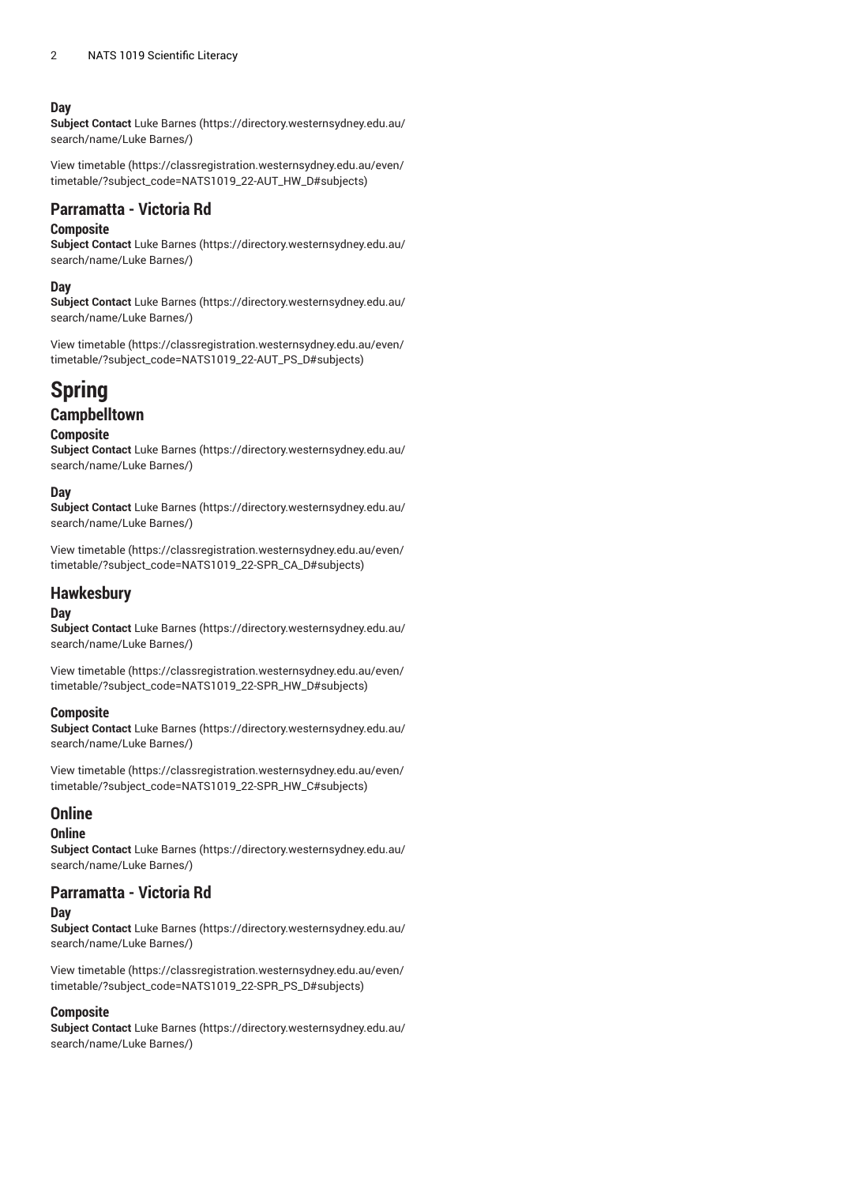#### Day

**Subject Contact** Luke Barnes (https://directory.westernsydney.edu.au/search/name/Luke Barnes/)

View timetable (https://classregistration.westernsydney.edu.au/even/timetable/?subject_code=NATS1019_22-AUT_HW_D#subjects)

### Parramatta - Victoria Rd

#### Composite

**Subject Contact** Luke Barnes (https://directory.westernsydney.edu.au/search/name/Luke Barnes/)

#### Day

**Subject Contact** Luke Barnes (https://directory.westernsydney.edu.au/search/name/Luke Barnes/)

View timetable (https://classregistration.westernsydney.edu.au/even/timetable/?subject_code=NATS1019_22-AUT_PS_D#subjects)

## Spring

### Campbelltown

#### Composite

**Subject Contact** Luke Barnes (https://directory.westernsydney.edu.au/search/name/Luke Barnes/)

#### Day

**Subject Contact** Luke Barnes (https://directory.westernsydney.edu.au/search/name/Luke Barnes/)

View timetable (https://classregistration.westernsydney.edu.au/even/timetable/?subject_code=NATS1019_22-SPR_CA_D#subjects)

### Hawkesbury

#### Day

**Subject Contact** Luke Barnes (https://directory.westernsydney.edu.au/search/name/Luke Barnes/)

View timetable (https://classregistration.westernsydney.edu.au/even/timetable/?subject_code=NATS1019_22-SPR_HW_D#subjects)

#### Composite

**Subject Contact** Luke Barnes (https://directory.westernsydney.edu.au/search/name/Luke Barnes/)

View timetable (https://classregistration.westernsydney.edu.au/even/timetable/?subject_code=NATS1019_22-SPR_HW_C#subjects)

### Online

#### Online

**Subject Contact** Luke Barnes (https://directory.westernsydney.edu.au/search/name/Luke Barnes/)

### Parramatta - Victoria Rd

#### Day

**Subject Contact** Luke Barnes (https://directory.westernsydney.edu.au/search/name/Luke Barnes/)

View timetable (https://classregistration.westernsydney.edu.au/even/timetable/?subject_code=NATS1019_22-SPR_PS_D#subjects)

#### Composite

**Subject Contact** Luke Barnes (https://directory.westernsydney.edu.au/search/name/Luke Barnes/)